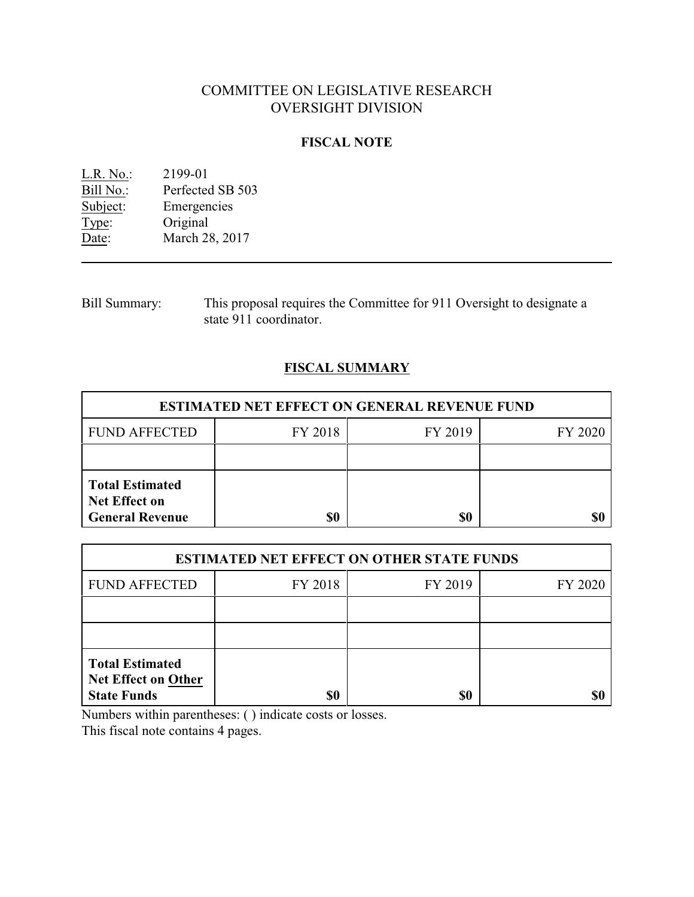# COMMITTEE ON LEGISLATIVE RESEARCH
# OVERSIGHT DIVISION

## FISCAL NOTE

L.R. No.: 2199-01
Bill No.: Perfected SB 503
Subject: Emergencies
Type: Original
Date: March 28, 2017

---

Bill Summary: This proposal requires the Committee for 911 Oversight to designate a state 911 coordinator.

## FISCAL SUMMARY

| ESTIMATED NET EFFECT ON GENERAL REVENUE FUND | | | |
|---|---|---|---|
| FUND AFFECTED | FY 2018 | FY 2019 | FY 2020 |
| | | | |
| **Total Estimated Net Effect on General Revenue** | **$0** | **$0** | **$0** |

| ESTIMATED NET EFFECT ON OTHER STATE FUNDS | | | |
|---|---|---|---|
| FUND AFFECTED | FY 2018 | FY 2019 | FY 2020 |
| | | | |
| | | | |
| **Total Estimated Net Effect on Other State Funds** | **$0** | **$0** | **$0** |

Numbers within parentheses: ( ) indicate costs or losses.
This fiscal note contains 4 pages.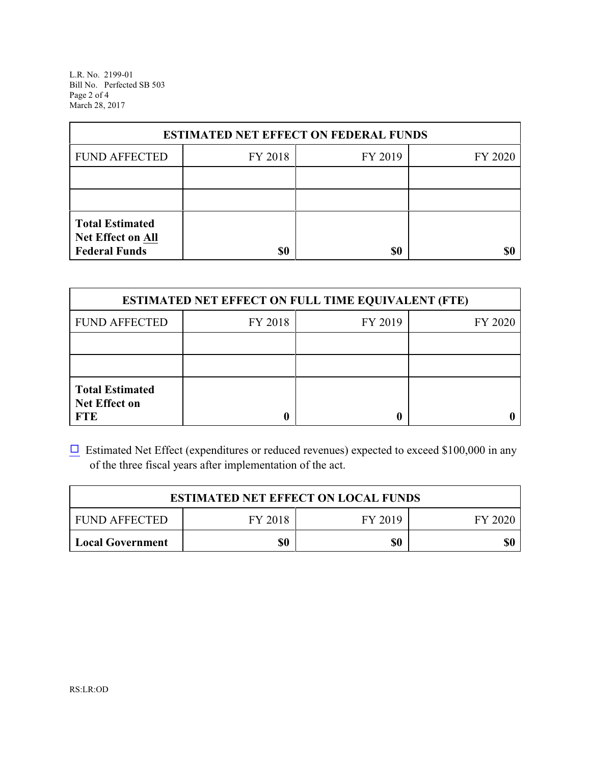| ESTIMATED NET EFFECT ON FEDERAL FUNDS | | | |
|---|---|---|---|
| FUND AFFECTED | FY 2018 | FY 2019 | FY 2020 |
| | | | |
| | | | |
| **Total Estimated Net Effect on All Federal Funds** | **$0** | **$0** | **$0** |

| ESTIMATED NET EFFECT ON FULL TIME EQUIVALENT (FTE) | | | |
|---|---|---|---|
| FUND AFFECTED | FY 2018 | FY 2019 | FY 2020 |
| | | | |
| | | | |
| **Total Estimated Net Effect on FTE** | **0** | **0** | **0** |

☐ Estimated Net Effect (expenditures or reduced revenues) expected to exceed $100,000 in any of the three fiscal years after implementation of the act.

| ESTIMATED NET EFFECT ON LOCAL FUNDS | | | |
|---|---|---|---|
| FUND AFFECTED | FY 2018 | FY 2019 | FY 2020 |
| **Local Government** | **$0** | **$0** | **$0** |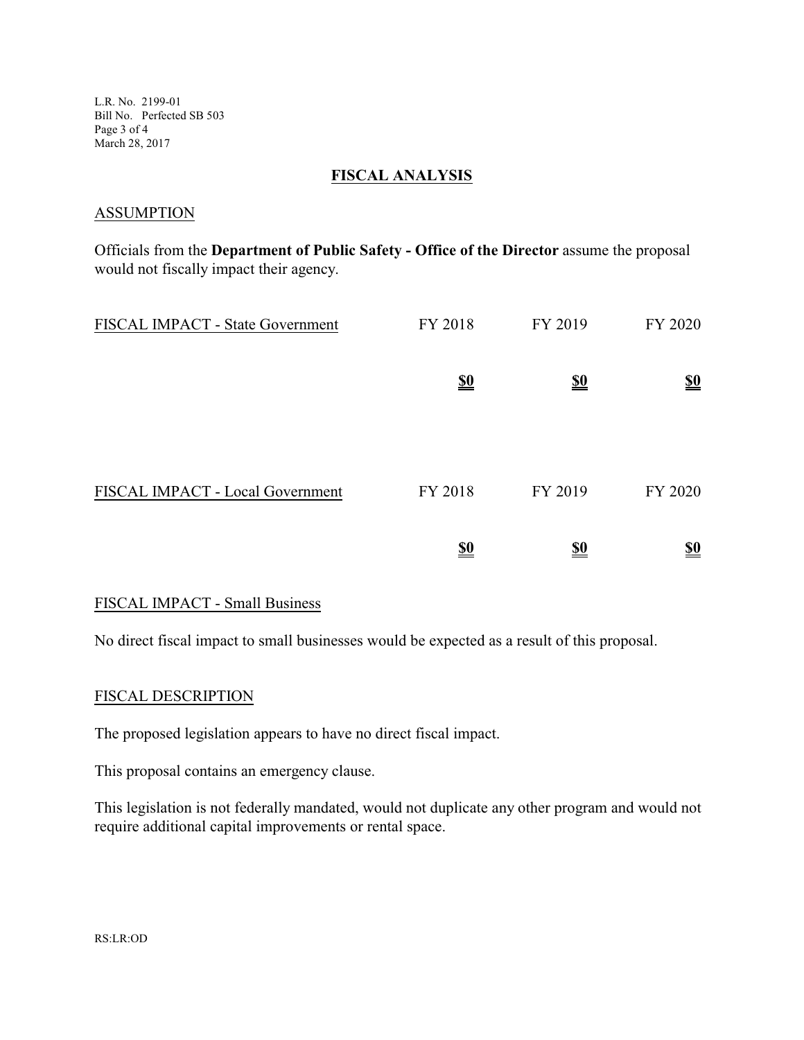## FISCAL ANALYSIS

### ASSUMPTION

Officials from the **Department of Public Safety - Office of the Director** assume the proposal would not fiscally impact their agency.

| FISCAL IMPACT - State Government | FY 2018 | FY 2019 | FY 2020 |
|---|---|---|---|
| | **$0** | **$0** | **$0** |

| FISCAL IMPACT - Local Government | FY 2018 | FY 2019 | FY 2020 |
|---|---|---|---|
| | **$0** | **$0** | **$0** |

### FISCAL IMPACT - Small Business

No direct fiscal impact to small businesses would be expected as a result of this proposal.

### FISCAL DESCRIPTION

The proposed legislation appears to have no direct fiscal impact.

This proposal contains an emergency clause.

This legislation is not federally mandated, would not duplicate any other program and would not require additional capital improvements or rental space.

RS:LR:OD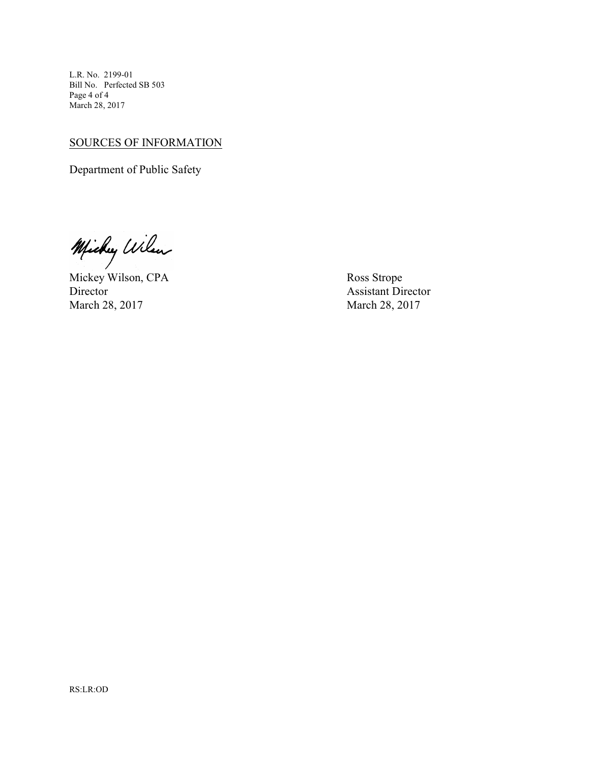## SOURCES OF INFORMATION

Department of Public Safety

| | |
|---|---|
| Mickey Wilson, CPA | Ross Strope |
| Director | Assistant Director |
| March 28, 2017 | March 28, 2017 |

RS:LR:OD